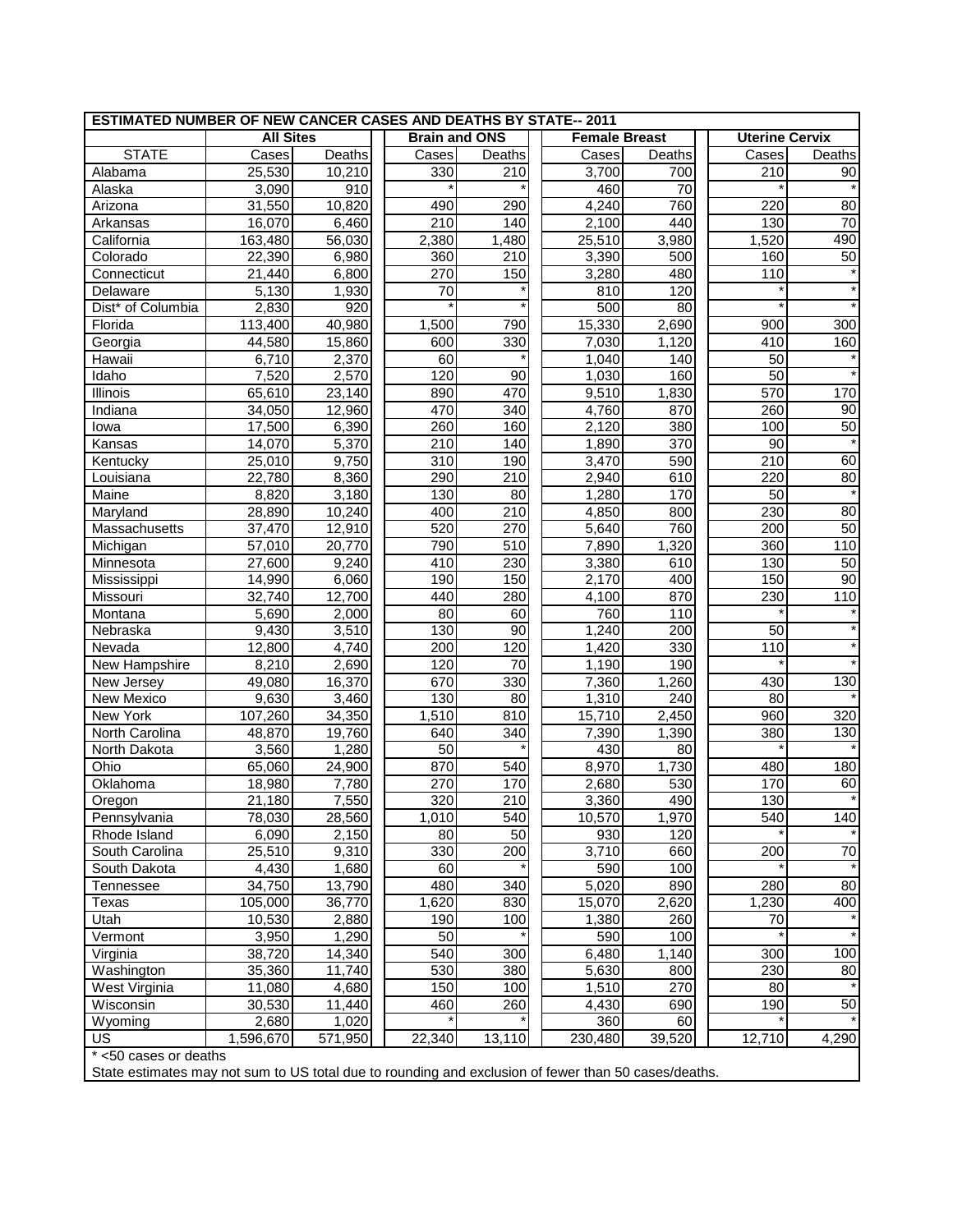| ESTIMATED NUMBER OF NEW CANCER CASES AND DEATHS BY STATE-- 2011 | | | | | | | | |
|---|---|---|---|---|---|---|---|---|
| | All Sites | | Brain and ONS | | Female Breast | | Uterine Cervix | |
| STATE | Cases | Deaths | Cases | Deaths | Cases | Deaths | Cases | Deaths |
| Alabama | 25,530 | 10,210 | 330 | 210 | 3,700 | 700 | 210 | 90 |
| Alaska | 3,090 | 910 | * | * | 460 | 70 | * | * |
| Arizona | 31,550 | 10,820 | 490 | 290 | 4,240 | 760 | 220 | 80 |
| Arkansas | 16,070 | 6,460 | 210 | 140 | 2,100 | 440 | 130 | 70 |
| California | 163,480 | 56,030 | 2,380 | 1,480 | 25,510 | 3,980 | 1,520 | 490 |
| Colorado | 22,390 | 6,980 | 360 | 210 | 3,390 | 500 | 160 | 50 |
| Connecticut | 21,440 | 6,800 | 270 | 150 | 3,280 | 480 | 110 | * |
| Delaware | 5,130 | 1,930 | 70 | * | 810 | 120 | * | * |
| Dist* of Columbia | 2,830 | 920 | * | * | 500 | 80 | * | * |
| Florida | 113,400 | 40,980 | 1,500 | 790 | 15,330 | 2,690 | 900 | 300 |
| Georgia | 44,580 | 15,860 | 600 | 330 | 7,030 | 1,120 | 410 | 160 |
| Hawaii | 6,710 | 2,370 | 60 | * | 1,040 | 140 | 50 | * |
| Idaho | 7,520 | 2,570 | 120 | 90 | 1,030 | 160 | 50 | * |
| Illinois | 65,610 | 23,140 | 890 | 470 | 9,510 | 1,830 | 570 | 170 |
| Indiana | 34,050 | 12,960 | 470 | 340 | 4,760 | 870 | 260 | 90 |
| Iowa | 17,500 | 6,390 | 260 | 160 | 2,120 | 380 | 100 | 50 |
| Kansas | 14,070 | 5,370 | 210 | 140 | 1,890 | 370 | 90 | * |
| Kentucky | 25,010 | 9,750 | 310 | 190 | 3,470 | 590 | 210 | 60 |
| Louisiana | 22,780 | 8,360 | 290 | 210 | 2,940 | 610 | 220 | 80 |
| Maine | 8,820 | 3,180 | 130 | 80 | 1,280 | 170 | 50 | * |
| Maryland | 28,890 | 10,240 | 400 | 210 | 4,850 | 800 | 230 | 80 |
| Massachusetts | 37,470 | 12,910 | 520 | 270 | 5,640 | 760 | 200 | 50 |
| Michigan | 57,010 | 20,770 | 790 | 510 | 7,890 | 1,320 | 360 | 110 |
| Minnesota | 27,600 | 9,240 | 410 | 230 | 3,380 | 610 | 130 | 50 |
| Mississippi | 14,990 | 6,060 | 190 | 150 | 2,170 | 400 | 150 | 90 |
| Missouri | 32,740 | 12,700 | 440 | 280 | 4,100 | 870 | 230 | 110 |
| Montana | 5,690 | 2,000 | 80 | 60 | 760 | 110 | * | * |
| Nebraska | 9,430 | 3,510 | 130 | 90 | 1,240 | 200 | 50 | * |
| Nevada | 12,800 | 4,740 | 200 | 120 | 1,420 | 330 | 110 | * |
| New Hampshire | 8,210 | 2,690 | 120 | 70 | 1,190 | 190 | * | * |
| New Jersey | 49,080 | 16,370 | 670 | 330 | 7,360 | 1,260 | 430 | 130 |
| New Mexico | 9,630 | 3,460 | 130 | 80 | 1,310 | 240 | 80 | * |
| New York | 107,260 | 34,350 | 1,510 | 810 | 15,710 | 2,450 | 960 | 320 |
| North Carolina | 48,870 | 19,760 | 640 | 340 | 7,390 | 1,390 | 380 | 130 |
| North Dakota | 3,560 | 1,280 | 50 | * | 430 | 80 | * | * |
| Ohio | 65,060 | 24,900 | 870 | 540 | 8,970 | 1,730 | 480 | 180 |
| Oklahoma | 18,980 | 7,780 | 270 | 170 | 2,680 | 530 | 170 | 60 |
| Oregon | 21,180 | 7,550 | 320 | 210 | 3,360 | 490 | 130 | * |
| Pennsylvania | 78,030 | 28,560 | 1,010 | 540 | 10,570 | 1,970 | 540 | 140 |
| Rhode Island | 6,090 | 2,150 | 80 | 50 | 930 | 120 | * | * |
| South Carolina | 25,510 | 9,310 | 330 | 200 | 3,710 | 660 | 200 | 70 |
| South Dakota | 4,430 | 1,680 | 60 | * | 590 | 100 | * | * |
| Tennessee | 34,750 | 13,790 | 480 | 340 | 5,020 | 890 | 280 | 80 |
| Texas | 105,000 | 36,770 | 1,620 | 830 | 15,070 | 2,620 | 1,230 | 400 |
| Utah | 10,530 | 2,880 | 190 | 100 | 1,380 | 260 | 70 | * |
| Vermont | 3,950 | 1,290 | 50 | * | 590 | 100 | * | * |
| Virginia | 38,720 | 14,340 | 540 | 300 | 6,480 | 1,140 | 300 | 100 |
| Washington | 35,360 | 11,740 | 530 | 380 | 5,630 | 800 | 230 | 80 |
| West Virginia | 11,080 | 4,680 | 150 | 100 | 1,510 | 270 | 80 | * |
| Wisconsin | 30,530 | 11,440 | 460 | 260 | 4,430 | 690 | 190 | 50 |
| Wyoming | 2,680 | 1,020 | * | * | 360 | 60 | * | * |
| US | 1,596,670 | 571,950 | 22,340 | 13,110 | 230,480 | 39,520 | 12,710 | 4,290 |

* <50 cases or deaths

State estimates may not sum to US total due to rounding and exclusion of fewer than 50 cases/deaths.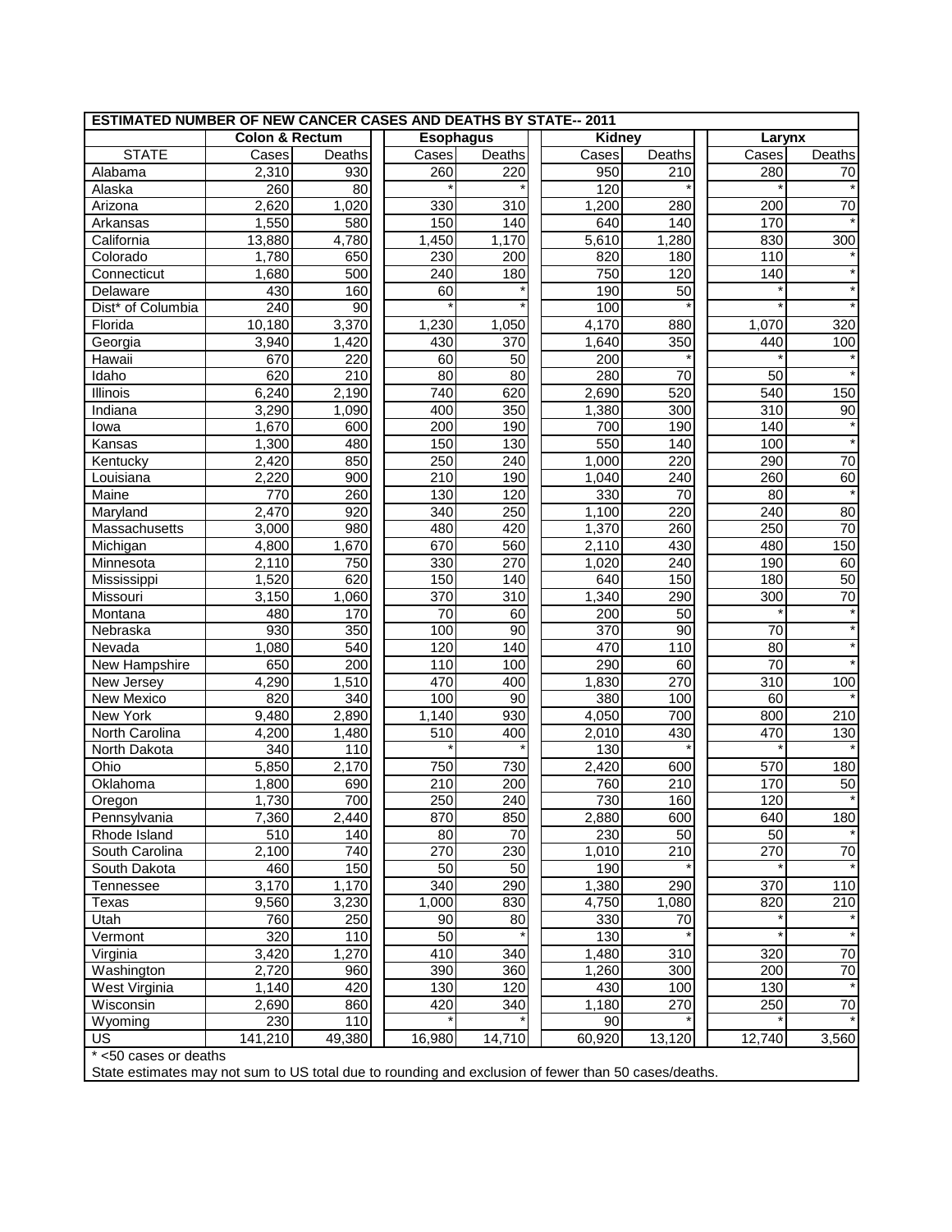| ESTIMATED NUMBER OF NEW CANCER CASES AND DEATHS BY STATE-- 2011 | | | | | | | | |
|---|---|---|---|---|---|---|---|---|
| | Colon & Rectum | | Esophagus | | Kidney | | Larynx | |
| STATE | Cases | Deaths | Cases | Deaths | Cases | Deaths | Cases | Deaths |
| Alabama | 2,310 | 930 | 260 | 220 | 950 | 210 | 280 | 70 |
| Alaska | 260 | 80 | * | * | 120 | * | * | * |
| Arizona | 2,620 | 1,020 | 330 | 310 | 1,200 | 280 | 200 | 70 |
| Arkansas | 1,550 | 580 | 150 | 140 | 640 | 140 | 170 | * |
| California | 13,880 | 4,780 | 1,450 | 1,170 | 5,610 | 1,280 | 830 | 300 |
| Colorado | 1,780 | 650 | 230 | 200 | 820 | 180 | 110 | * |
| Connecticut | 1,680 | 500 | 240 | 180 | 750 | 120 | 140 | * |
| Delaware | 430 | 160 | 60 | * | 190 | 50 | * | * |
| Dist* of Columbia | 240 | 90 | * | * | 100 | * | * | * |
| Florida | 10,180 | 3,370 | 1,230 | 1,050 | 4,170 | 880 | 1,070 | 320 |
| Georgia | 3,940 | 1,420 | 430 | 370 | 1,640 | 350 | 440 | 100 |
| Hawaii | 670 | 220 | 60 | 50 | 200 | * | * | * |
| Idaho | 620 | 210 | 80 | 80 | 280 | 70 | 50 | * |
| Illinois | 6,240 | 2,190 | 740 | 620 | 2,690 | 520 | 540 | 150 |
| Indiana | 3,290 | 1,090 | 400 | 350 | 1,380 | 300 | 310 | 90 |
| Iowa | 1,670 | 600 | 200 | 190 | 700 | 190 | 140 | * |
| Kansas | 1,300 | 480 | 150 | 130 | 550 | 140 | 100 | * |
| Kentucky | 2,420 | 850 | 250 | 240 | 1,000 | 220 | 290 | 70 |
| Louisiana | 2,220 | 900 | 210 | 190 | 1,040 | 240 | 260 | 60 |
| Maine | 770 | 260 | 130 | 120 | 330 | 70 | 80 | * |
| Maryland | 2,470 | 920 | 340 | 250 | 1,100 | 220 | 240 | 80 |
| Massachusetts | 3,000 | 980 | 480 | 420 | 1,370 | 260 | 250 | 70 |
| Michigan | 4,800 | 1,670 | 670 | 560 | 2,110 | 430 | 480 | 150 |
| Minnesota | 2,110 | 750 | 330 | 270 | 1,020 | 240 | 190 | 60 |
| Mississippi | 1,520 | 620 | 150 | 140 | 640 | 150 | 180 | 50 |
| Missouri | 3,150 | 1,060 | 370 | 310 | 1,340 | 290 | 300 | 70 |
| Montana | 480 | 170 | 70 | 60 | 200 | 50 | * | * |
| Nebraska | 930 | 350 | 100 | 90 | 370 | 90 | 70 | * |
| Nevada | 1,080 | 540 | 120 | 140 | 470 | 110 | 80 | * |
| New Hampshire | 650 | 200 | 110 | 100 | 290 | 60 | 70 | * |
| New Jersey | 4,290 | 1,510 | 470 | 400 | 1,830 | 270 | 310 | 100 |
| New Mexico | 820 | 340 | 100 | 90 | 380 | 100 | 60 | * |
| New York | 9,480 | 2,890 | 1,140 | 930 | 4,050 | 700 | 800 | 210 |
| North Carolina | 4,200 | 1,480 | 510 | 400 | 2,010 | 430 | 470 | 130 |
| North Dakota | 340 | 110 | * | * | 130 | * | * | * |
| Ohio | 5,850 | 2,170 | 750 | 730 | 2,420 | 600 | 570 | 180 |
| Oklahoma | 1,800 | 690 | 210 | 200 | 760 | 210 | 170 | 50 |
| Oregon | 1,730 | 700 | 250 | 240 | 730 | 160 | 120 | * |
| Pennsylvania | 7,360 | 2,440 | 870 | 850 | 2,880 | 600 | 640 | 180 |
| Rhode Island | 510 | 140 | 80 | 70 | 230 | 50 | 50 | * |
| South Carolina | 2,100 | 740 | 270 | 230 | 1,010 | 210 | 270 | 70 |
| South Dakota | 460 | 150 | 50 | 50 | 190 | * | * | * |
| Tennessee | 3,170 | 1,170 | 340 | 290 | 1,380 | 290 | 370 | 110 |
| Texas | 9,560 | 3,230 | 1,000 | 830 | 4,750 | 1,080 | 820 | 210 |
| Utah | 760 | 250 | 90 | 80 | 330 | 70 | * | * |
| Vermont | 320 | 110 | 50 | * | 130 | * | * | * |
| Virginia | 3,420 | 1,270 | 410 | 340 | 1,480 | 310 | 320 | 70 |
| Washington | 2,720 | 960 | 390 | 360 | 1,260 | 300 | 200 | 70 |
| West Virginia | 1,140 | 420 | 130 | 120 | 430 | 100 | 130 | * |
| Wisconsin | 2,690 | 860 | 420 | 340 | 1,180 | 270 | 250 | 70 |
| Wyoming | 230 | 110 | * | * | 90 | * | * | * |
| US | 141,210 | 49,380 | 16,980 | 14,710 | 60,920 | 13,120 | 12,740 | 3,560 |

* <50 cases or deaths

State estimates may not sum to US total due to rounding and exclusion of fewer than 50 cases/deaths.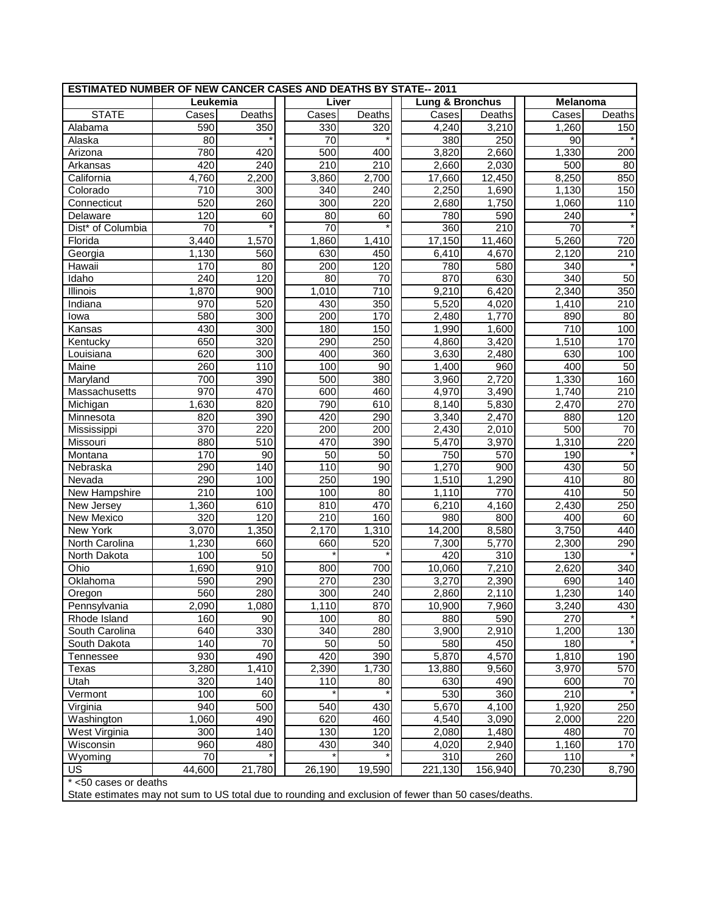| ESTIMATED NUMBER OF NEW CANCER CASES AND DEATHS BY STATE-- 2011 | | | | | | | | |
|---|---|---|---|---|---|---|---|---|
| | **Leukemia** | | **Liver** | | **Lung & Bronchus** | | **Melanoma** | |
| STATE | Cases | Deaths | Cases | Deaths | Cases | Deaths | Cases | Deaths |
| Alabama | 590 | 350 | 330 | 320 | 4,240 | 3,210 | 1,260 | 150 |
| Alaska | 80 | * | 70 | * | 380 | 250 | 90 | * |
| Arizona | 780 | 420 | 500 | 400 | 3,820 | 2,660 | 1,330 | 200 |
| Arkansas | 420 | 240 | 210 | 210 | 2,660 | 2,030 | 500 | 80 |
| California | 4,760 | 2,200 | 3,860 | 2,700 | 17,660 | 12,450 | 8,250 | 850 |
| Colorado | 710 | 300 | 340 | 240 | 2,250 | 1,690 | 1,130 | 150 |
| Connecticut | 520 | 260 | 300 | 220 | 2,680 | 1,750 | 1,060 | 110 |
| Delaware | 120 | 60 | 80 | 60 | 780 | 590 | 240 | * |
| Dist* of Columbia | 70 | * | 70 | * | 360 | 210 | 70 | * |
| Florida | 3,440 | 1,570 | 1,860 | 1,410 | 17,150 | 11,460 | 5,260 | 720 |
| Georgia | 1,130 | 560 | 630 | 450 | 6,410 | 4,670 | 2,120 | 210 |
| Hawaii | 170 | 80 | 200 | 120 | 780 | 580 | 340 | * |
| Idaho | 240 | 120 | 80 | 70 | 870 | 630 | 340 | 50 |
| Illinois | 1,870 | 900 | 1,010 | 710 | 9,210 | 6,420 | 2,340 | 350 |
| Indiana | 970 | 520 | 430 | 350 | 5,520 | 4,020 | 1,410 | 210 |
| Iowa | 580 | 300 | 200 | 170 | 2,480 | 1,770 | 890 | 80 |
| Kansas | 430 | 300 | 180 | 150 | 1,990 | 1,600 | 710 | 100 |
| Kentucky | 650 | 320 | 290 | 250 | 4,860 | 3,420 | 1,510 | 170 |
| Louisiana | 620 | 300 | 400 | 360 | 3,630 | 2,480 | 630 | 100 |
| Maine | 260 | 110 | 100 | 90 | 1,400 | 960 | 400 | 50 |
| Maryland | 700 | 390 | 500 | 380 | 3,960 | 2,720 | 1,330 | 160 |
| Massachusetts | 970 | 470 | 600 | 460 | 4,970 | 3,490 | 1,740 | 210 |
| Michigan | 1,630 | 820 | 790 | 610 | 8,140 | 5,830 | 2,470 | 270 |
| Minnesota | 820 | 390 | 420 | 290 | 3,340 | 2,470 | 880 | 120 |
| Mississippi | 370 | 220 | 200 | 200 | 2,430 | 2,010 | 500 | 70 |
| Missouri | 880 | 510 | 470 | 390 | 5,470 | 3,970 | 1,310 | 220 |
| Montana | 170 | 90 | 50 | 50 | 750 | 570 | 190 | * |
| Nebraska | 290 | 140 | 110 | 90 | 1,270 | 900 | 430 | 50 |
| Nevada | 290 | 100 | 250 | 190 | 1,510 | 1,290 | 410 | 80 |
| New Hampshire | 210 | 100 | 100 | 80 | 1,110 | 770 | 410 | 50 |
| New Jersey | 1,360 | 610 | 810 | 470 | 6,210 | 4,160 | 2,430 | 250 |
| New Mexico | 320 | 120 | 210 | 160 | 980 | 800 | 400 | 60 |
| New York | 3,070 | 1,350 | 2,170 | 1,310 | 14,200 | 8,580 | 3,750 | 440 |
| North Carolina | 1,230 | 660 | 660 | 520 | 7,300 | 5,770 | 2,300 | 290 |
| North Dakota | 100 | 50 | * | * | 420 | 310 | 130 | * |
| Ohio | 1,690 | 910 | 800 | 700 | 10,060 | 7,210 | 2,620 | 340 |
| Oklahoma | 590 | 290 | 270 | 230 | 3,270 | 2,390 | 690 | 140 |
| Oregon | 560 | 280 | 300 | 240 | 2,860 | 2,110 | 1,230 | 140 |
| Pennsylvania | 2,090 | 1,080 | 1,110 | 870 | 10,900 | 7,960 | 3,240 | 430 |
| Rhode Island | 160 | 90 | 100 | 80 | 880 | 590 | 270 | * |
| South Carolina | 640 | 330 | 340 | 280 | 3,900 | 2,910 | 1,200 | 130 |
| South Dakota | 140 | 70 | 50 | 50 | 580 | 450 | 180 | * |
| Tennessee | 930 | 490 | 420 | 390 | 5,870 | 4,570 | 1,810 | 190 |
| Texas | 3,280 | 1,410 | 2,390 | 1,730 | 13,880 | 9,560 | 3,970 | 570 |
| Utah | 320 | 140 | 110 | 80 | 630 | 490 | 600 | 70 |
| Vermont | 100 | 60 | * | * | 530 | 360 | 210 | * |
| Virginia | 940 | 500 | 540 | 430 | 5,670 | 4,100 | 1,920 | 250 |
| Washington | 1,060 | 490 | 620 | 460 | 4,540 | 3,090 | 2,000 | 220 |
| West Virginia | 300 | 140 | 130 | 120 | 2,080 | 1,480 | 480 | 70 |
| Wisconsin | 960 | 480 | 430 | 340 | 4,020 | 2,940 | 1,160 | 170 |
| Wyoming | 70 | * | * | * | 310 | 260 | 110 | * |
| US | 44,600 | 21,780 | 26,190 | 19,590 | 221,130 | 156,940 | 70,230 | 8,790 |

* <50 cases or deaths

State estimates may not sum to US total due to rounding and exclusion of fewer than 50 cases/deaths.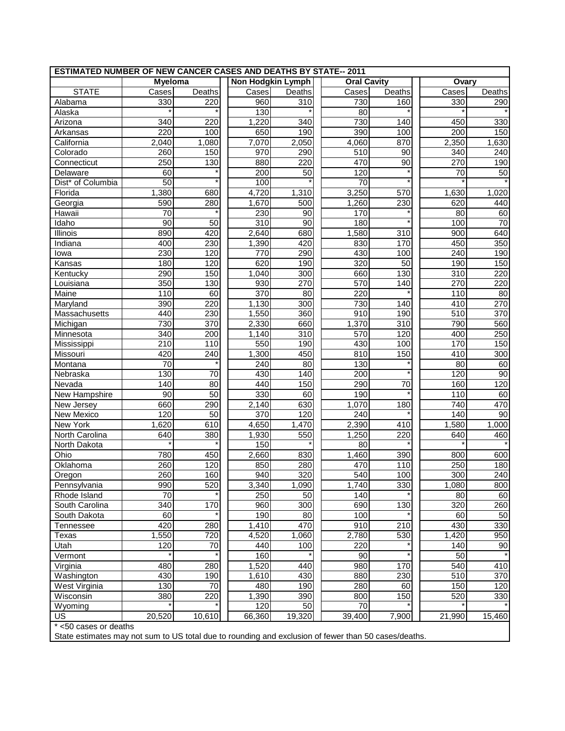| ESTIMATED NUMBER OF NEW CANCER CASES AND DEATHS BY STATE-- 2011 | | | | | | | | |
|---|---|---|---|---|---|---|---|---|
| | Myeloma | | Non Hodgkin Lymph | | Oral Cavity | | Ovary | |
| STATE | Cases | Deaths | Cases | Deaths | Cases | Deaths | Cases | Deaths |
| Alabama | 330 | 220 | 960 | 310 | 730 | 160 | 330 | 290 |
| Alaska | * | * | 130 | * | 80 | * | * | * |
| Arizona | 340 | 220 | 1,220 | 340 | 730 | 140 | 450 | 330 |
| Arkansas | 220 | 100 | 650 | 190 | 390 | 100 | 200 | 150 |
| California | 2,040 | 1,080 | 7,070 | 2,050 | 4,060 | 870 | 2,350 | 1,630 |
| Colorado | 260 | 150 | 970 | 290 | 510 | 90 | 340 | 240 |
| Connecticut | 250 | 130 | 880 | 220 | 470 | 90 | 270 | 190 |
| Delaware | 60 | * | 200 | 50 | 120 | * | 70 | 50 |
| Dist* of Columbia | 50 | * | 100 | * | 70 | * | * | * |
| Florida | 1,380 | 680 | 4,720 | 1,310 | 3,250 | 570 | 1,630 | 1,020 |
| Georgia | 590 | 280 | 1,670 | 500 | 1,260 | 230 | 620 | 440 |
| Hawaii | 70 | * | 230 | 90 | 170 | * | 80 | 60 |
| Idaho | 90 | 50 | 310 | 90 | 180 | * | 100 | 70 |
| Illinois | 890 | 420 | 2,640 | 680 | 1,580 | 310 | 900 | 640 |
| Indiana | 400 | 230 | 1,390 | 420 | 830 | 170 | 450 | 350 |
| Iowa | 230 | 120 | 770 | 290 | 430 | 100 | 240 | 190 |
| Kansas | 180 | 120 | 620 | 190 | 320 | 50 | 190 | 150 |
| Kentucky | 290 | 150 | 1,040 | 300 | 660 | 130 | 310 | 220 |
| Louisiana | 350 | 130 | 930 | 270 | 570 | 140 | 270 | 220 |
| Maine | 110 | 60 | 370 | 80 | 220 | * | 110 | 80 |
| Maryland | 390 | 220 | 1,130 | 300 | 730 | 140 | 410 | 270 |
| Massachusetts | 440 | 230 | 1,550 | 360 | 910 | 190 | 510 | 370 |
| Michigan | 730 | 370 | 2,330 | 660 | 1,370 | 310 | 790 | 560 |
| Minnesota | 340 | 200 | 1,140 | 310 | 570 | 120 | 400 | 250 |
| Mississippi | 210 | 110 | 550 | 190 | 430 | 100 | 170 | 150 |
| Missouri | 420 | 240 | 1,300 | 450 | 810 | 150 | 410 | 300 |
| Montana | 70 | * | 240 | 80 | 130 | * | 80 | 60 |
| Nebraska | 130 | 70 | 430 | 140 | 200 | * | 120 | 90 |
| Nevada | 140 | 80 | 440 | 150 | 290 | 70 | 160 | 120 |
| New Hampshire | 90 | 50 | 330 | 60 | 190 | * | 110 | 60 |
| New Jersey | 660 | 290 | 2,140 | 630 | 1,070 | 180 | 740 | 470 |
| New Mexico | 120 | 50 | 370 | 120 | 240 | * | 140 | 90 |
| New York | 1,620 | 610 | 4,650 | 1,470 | 2,390 | 410 | 1,580 | 1,000 |
| North Carolina | 640 | 380 | 1,930 | 550 | 1,250 | 220 | 640 | 460 |
| North Dakota | * | * | 150 | * | 80 | * | * | * |
| Ohio | 780 | 450 | 2,660 | 830 | 1,460 | 390 | 800 | 600 |
| Oklahoma | 260 | 120 | 850 | 280 | 470 | 110 | 250 | 180 |
| Oregon | 260 | 160 | 940 | 320 | 540 | 100 | 300 | 240 |
| Pennsylvania | 990 | 520 | 3,340 | 1,090 | 1,740 | 330 | 1,080 | 800 |
| Rhode Island | 70 | * | 250 | 50 | 140 | * | 80 | 60 |
| South Carolina | 340 | 170 | 960 | 300 | 690 | 130 | 320 | 260 |
| South Dakota | 60 | * | 190 | 80 | 100 | * | 60 | 50 |
| Tennessee | 420 | 280 | 1,410 | 470 | 910 | 210 | 430 | 330 |
| Texas | 1,550 | 720 | 4,520 | 1,060 | 2,780 | 530 | 1,420 | 950 |
| Utah | 120 | 70 | 440 | 100 | 220 | * | 140 | 90 |
| Vermont | * | * | 160 | * | 90 | * | 50 | * |
| Virginia | 480 | 280 | 1,520 | 440 | 980 | 170 | 540 | 410 |
| Washington | 430 | 190 | 1,610 | 430 | 880 | 230 | 510 | 370 |
| West Virginia | 130 | 70 | 480 | 190 | 280 | 60 | 150 | 120 |
| Wisconsin | 380 | 220 | 1,390 | 390 | 800 | 150 | 520 | 330 |
| Wyoming | * | * | 120 | 50 | 70 | * | * | * |
| US | 20,520 | 10,610 | 66,360 | 19,320 | 39,400 | 7,900 | 21,990 | 15,460 |

* <50 cases or deaths

State estimates may not sum to US total due to rounding and exclusion of fewer than 50 cases/deaths.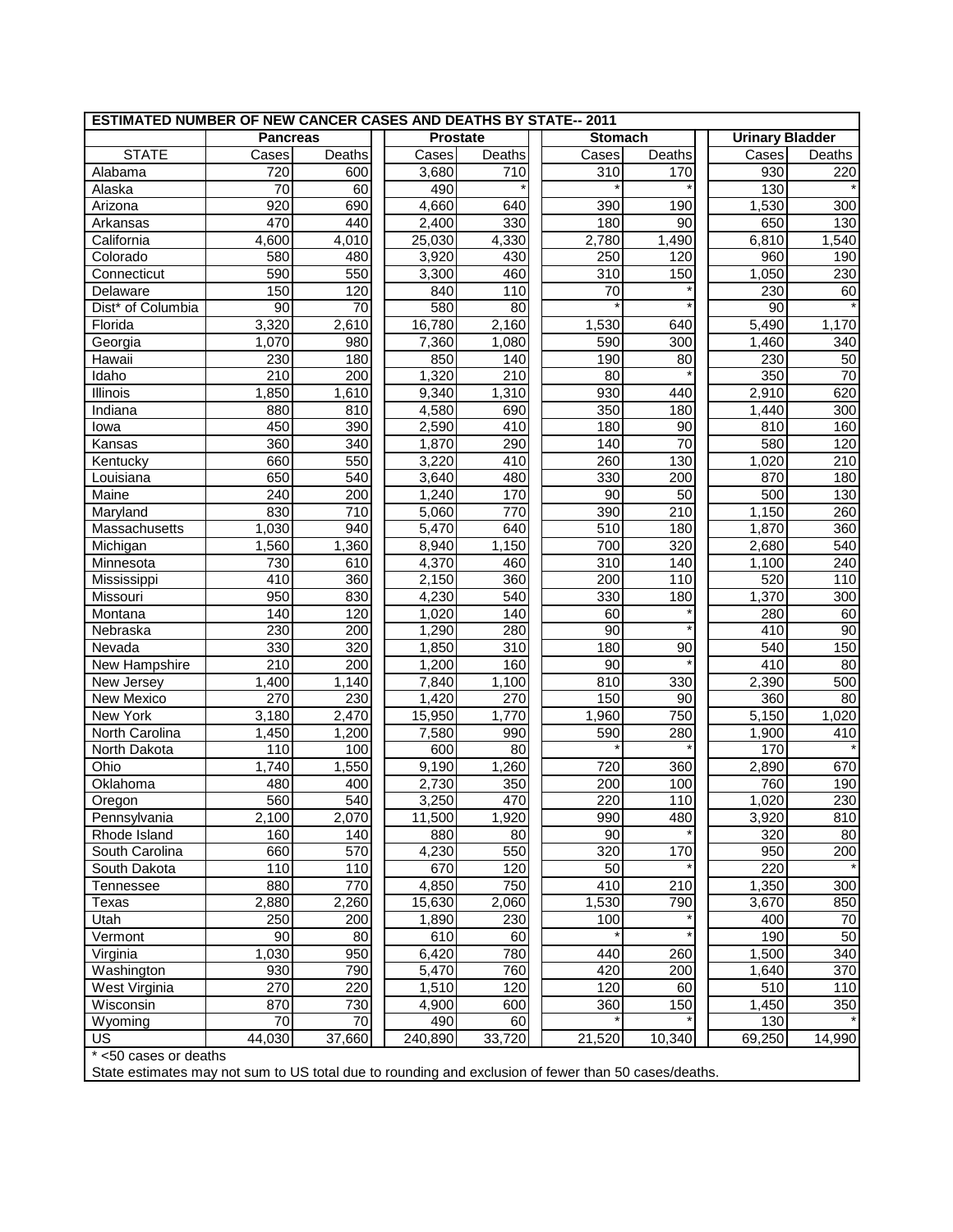| ESTIMATED NUMBER OF NEW CANCER CASES AND DEATHS BY STATE-- 2011 | | | | | | | | |
|---|---|---|---|---|---|---|---|---|
| | **Pancreas** | | **Prostate** | | **Stomach** | | **Urinary Bladder** | |
| STATE | Cases | Deaths | Cases | Deaths | Cases | Deaths | Cases | Deaths |
| Alabama | 720 | 600 | 3,680 | 710 | 310 | 170 | 930 | 220 |
| Alaska | 70 | 60 | 490 | * | * | * | 130 | * |
| Arizona | 920 | 690 | 4,660 | 640 | 390 | 190 | 1,530 | 300 |
| Arkansas | 470 | 440 | 2,400 | 330 | 180 | 90 | 650 | 130 |
| California | 4,600 | 4,010 | 25,030 | 4,330 | 2,780 | 1,490 | 6,810 | 1,540 |
| Colorado | 580 | 480 | 3,920 | 430 | 250 | 120 | 960 | 190 |
| Connecticut | 590 | 550 | 3,300 | 460 | 310 | 150 | 1,050 | 230 |
| Delaware | 150 | 120 | 840 | 110 | 70 | * | 230 | 60 |
| Dist* of Columbia | 90 | 70 | 580 | 80 | * | * | 90 | * |
| Florida | 3,320 | 2,610 | 16,780 | 2,160 | 1,530 | 640 | 5,490 | 1,170 |
| Georgia | 1,070 | 980 | 7,360 | 1,080 | 590 | 300 | 1,460 | 340 |
| Hawaii | 230 | 180 | 850 | 140 | 190 | 80 | 230 | 50 |
| Idaho | 210 | 200 | 1,320 | 210 | 80 | * | 350 | 70 |
| Illinois | 1,850 | 1,610 | 9,340 | 1,310 | 930 | 440 | 2,910 | 620 |
| Indiana | 880 | 810 | 4,580 | 690 | 350 | 180 | 1,440 | 300 |
| Iowa | 450 | 390 | 2,590 | 410 | 180 | 90 | 810 | 160 |
| Kansas | 360 | 340 | 1,870 | 290 | 140 | 70 | 580 | 120 |
| Kentucky | 660 | 550 | 3,220 | 410 | 260 | 130 | 1,020 | 210 |
| Louisiana | 650 | 540 | 3,640 | 480 | 330 | 200 | 870 | 180 |
| Maine | 240 | 200 | 1,240 | 170 | 90 | 50 | 500 | 130 |
| Maryland | 830 | 710 | 5,060 | 770 | 390 | 210 | 1,150 | 260 |
| Massachusetts | 1,030 | 940 | 5,470 | 640 | 510 | 180 | 1,870 | 360 |
| Michigan | 1,560 | 1,360 | 8,940 | 1,150 | 700 | 320 | 2,680 | 540 |
| Minnesota | 730 | 610 | 4,370 | 460 | 310 | 140 | 1,100 | 240 |
| Mississippi | 410 | 360 | 2,150 | 360 | 200 | 110 | 520 | 110 |
| Missouri | 950 | 830 | 4,230 | 540 | 330 | 180 | 1,370 | 300 |
| Montana | 140 | 120 | 1,020 | 140 | 60 | * | 280 | 60 |
| Nebraska | 230 | 200 | 1,290 | 280 | 90 | * | 410 | 90 |
| Nevada | 330 | 320 | 1,850 | 310 | 180 | 90 | 540 | 150 |
| New Hampshire | 210 | 200 | 1,200 | 160 | 90 | * | 410 | 80 |
| New Jersey | 1,400 | 1,140 | 7,840 | 1,100 | 810 | 330 | 2,390 | 500 |
| New Mexico | 270 | 230 | 1,420 | 270 | 150 | 90 | 360 | 80 |
| New York | 3,180 | 2,470 | 15,950 | 1,770 | 1,960 | 750 | 5,150 | 1,020 |
| North Carolina | 1,450 | 1,200 | 7,580 | 990 | 590 | 280 | 1,900 | 410 |
| North Dakota | 110 | 100 | 600 | 80 | * | * | 170 | * |
| Ohio | 1,740 | 1,550 | 9,190 | 1,260 | 720 | 360 | 2,890 | 670 |
| Oklahoma | 480 | 400 | 2,730 | 350 | 200 | 100 | 760 | 190 |
| Oregon | 560 | 540 | 3,250 | 470 | 220 | 110 | 1,020 | 230 |
| Pennsylvania | 2,100 | 2,070 | 11,500 | 1,920 | 990 | 480 | 3,920 | 810 |
| Rhode Island | 160 | 140 | 880 | 80 | 90 | * | 320 | 80 |
| South Carolina | 660 | 570 | 4,230 | 550 | 320 | 170 | 950 | 200 |
| South Dakota | 110 | 110 | 670 | 120 | 50 | * | 220 | * |
| Tennessee | 880 | 770 | 4,850 | 750 | 410 | 210 | 1,350 | 300 |
| Texas | 2,880 | 2,260 | 15,630 | 2,060 | 1,530 | 790 | 3,670 | 850 |
| Utah | 250 | 200 | 1,890 | 230 | 100 | * | 400 | 70 |
| Vermont | 90 | 80 | 610 | 60 | * | * | 190 | 50 |
| Virginia | 1,030 | 950 | 6,420 | 780 | 440 | 260 | 1,500 | 340 |
| Washington | 930 | 790 | 5,470 | 760 | 420 | 200 | 1,640 | 370 |
| West Virginia | 270 | 220 | 1,510 | 120 | 120 | 60 | 510 | 110 |
| Wisconsin | 870 | 730 | 4,900 | 600 | 360 | 150 | 1,450 | 350 |
| Wyoming | 70 | 70 | 490 | 60 | * | * | 130 | * |
| US | 44,030 | 37,660 | 240,890 | 33,720 | 21,520 | 10,340 | 69,250 | 14,990 |

* <50 cases or deaths

State estimates may not sum to US total due to rounding and exclusion of fewer than 50 cases/deaths.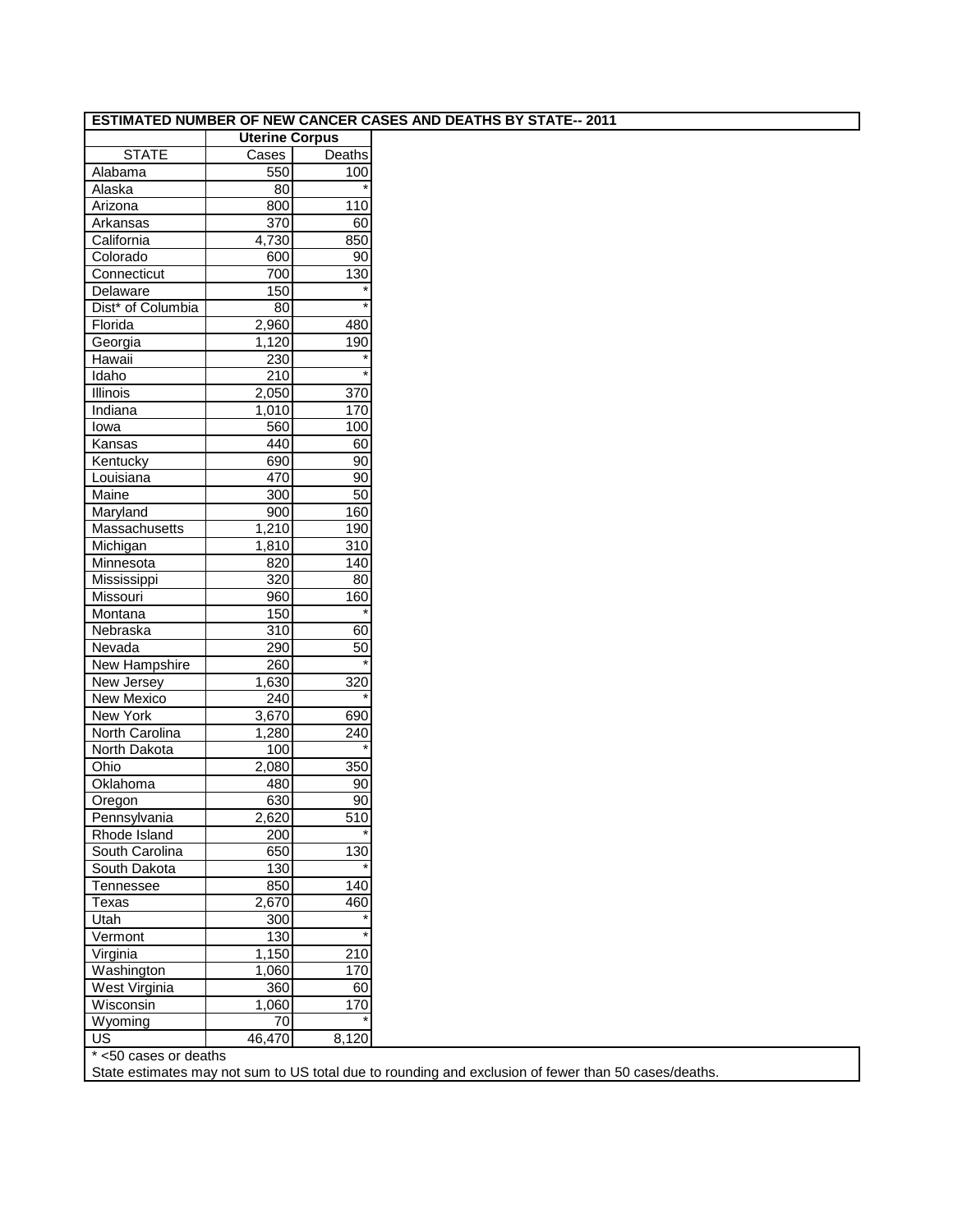**ESTIMATED NUMBER OF NEW CANCER CASES AND DEATHS BY STATE-- 2011**

| | Uterine Corpus | |
|---|---|---|
| STATE | Cases | Deaths |
| Alabama | 550 | 100 |
| Alaska | 80 | * |
| Arizona | 800 | 110 |
| Arkansas | 370 | 60 |
| California | 4,730 | 850 |
| Colorado | 600 | 90 |
| Connecticut | 700 | 130 |
| Delaware | 150 | * |
| Dist* of Columbia | 80 | * |
| Florida | 2,960 | 480 |
| Georgia | 1,120 | 190 |
| Hawaii | 230 | * |
| Idaho | 210 | * |
| Illinois | 2,050 | 370 |
| Indiana | 1,010 | 170 |
| Iowa | 560 | 100 |
| Kansas | 440 | 60 |
| Kentucky | 690 | 90 |
| Louisiana | 470 | 90 |
| Maine | 300 | 50 |
| Maryland | 900 | 160 |
| Massachusetts | 1,210 | 190 |
| Michigan | 1,810 | 310 |
| Minnesota | 820 | 140 |
| Mississippi | 320 | 80 |
| Missouri | 960 | 160 |
| Montana | 150 | * |
| Nebraska | 310 | 60 |
| Nevada | 290 | 50 |
| New Hampshire | 260 | * |
| New Jersey | 1,630 | 320 |
| New Mexico | 240 | * |
| New York | 3,670 | 690 |
| North Carolina | 1,280 | 240 |
| North Dakota | 100 | * |
| Ohio | 2,080 | 350 |
| Oklahoma | 480 | 90 |
| Oregon | 630 | 90 |
| Pennsylvania | 2,620 | 510 |
| Rhode Island | 200 | * |
| South Carolina | 650 | 130 |
| South Dakota | 130 | * |
| Tennessee | 850 | 140 |
| Texas | 2,670 | 460 |
| Utah | 300 | * |
| Vermont | 130 | * |
| Virginia | 1,150 | 210 |
| Washington | 1,060 | 170 |
| West Virginia | 360 | 60 |
| Wisconsin | 1,060 | 170 |
| Wyoming | 70 | * |
| US | 46,470 | 8,120 |

* <50 cases or deaths

State estimates may not sum to US total due to rounding and exclusion of fewer than 50 cases/deaths.